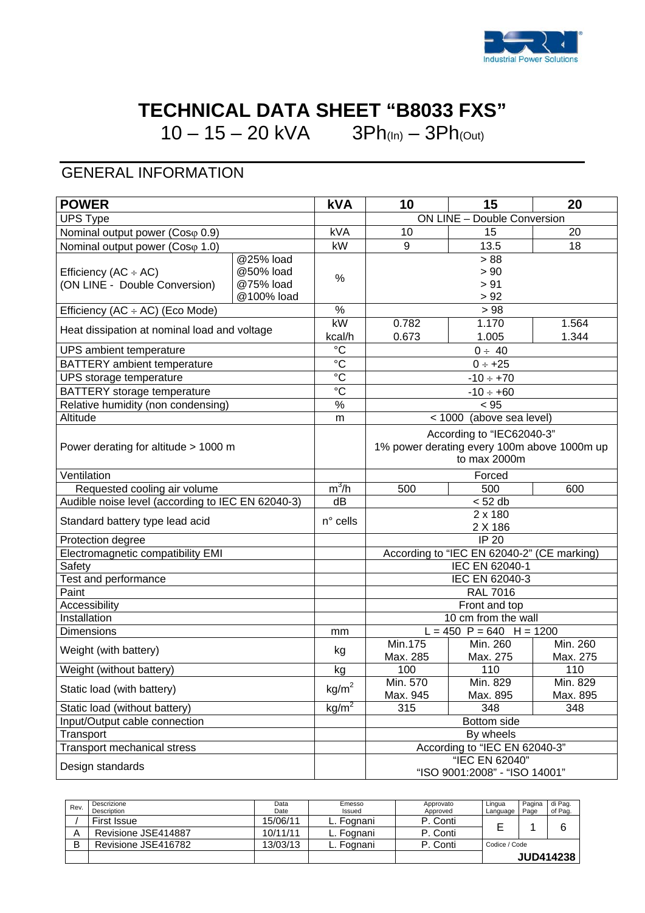# TECHNICAL DATA SHEET "B8033 FXS"

10 – 15 – 20 kVA   3Ph(In) – 3Ph(Out)

## GENERAL INFORMATION

| **POWER** | | **kVA** | **10** | **15** | **20** |
|---|---|---|---|---|---|
| UPS Type | | | ON LINE – Double Conversion | | |
| Nominal output power (Cosφ 0.9) | | kVA | 10 | 15 | 20 |
| Nominal output power (Cosφ 1.0) | | kW | 9 | 13.5 | 18 |
| Efficiency (AC ÷ AC) (ON LINE - Double Conversion) | @25% load<br>@50% load<br>@75% load<br>@100% load | % | > 88<br>> 90<br>> 91<br>> 92 | | |
| Efficiency (AC ÷ AC) (Eco Mode) | | % | > 98 | | |
| Heat dissipation at nominal load and voltage | | kW<br>kcal/h | 0.782<br>0.673 | 1.170<br>1.005 | 1.564<br>1.344 |
| UPS ambient temperature | | °C | 0 ÷ 40 | | |
| BATTERY ambient temperature | | °C | 0 ÷ +25 | | |
| UPS storage temperature | | °C | -10 ÷ +70 | | |
| BATTERY storage temperature | | °C | -10 ÷ +60 | | |
| Relative humidity (non condensing) | | % | < 95 | | |
| Altitude | | m | < 1000 (above sea level) | | |
| Power derating for altitude > 1000 m | | | According to "IEC62040-3"<br>1% power derating every 100m above 1000m up to max 2000m | | |
| Ventilation | | | Forced | | |
| Requested cooling air volume | | $m^3/h$ | 500 | 500 | 600 |
| Audible noise level (according to IEC EN 62040-3) | | dB | < 52 db | | |
| Standard battery type lead acid | | n° cells | 2 x 180<br>2 X 186 | | |
| Protection degree | | | IP 20 | | |
| Electromagnetic compatibility EMI | | | According to "IEC EN 62040-2" (CE marking) | | |
| Safety | | | IEC EN 62040-1 | | |
| Test and performance | | | IEC EN 62040-3 | | |
| Paint | | | RAL 7016 | | |
| Accessibility | | | Front and top | | |
| Installation | | | 10 cm from the wall | | |
| Dimensions | | mm | L = 450 P = 640 H = 1200 | | |
| Weight (with battery) | | kg | Min.175<br>Max. 285 | Min. 260<br>Max. 275 | Min. 260<br>Max. 275 |
| Weight (without battery) | | kg | 100 | 110 | 110 |
| Static load (with battery) | | $kg/m^2$ | Min. 570<br>Max. 945 | Min. 829<br>Max. 895 | Min. 829<br>Max. 895 |
| Static load (without battery) | | $kg/m^2$ | 315 | 348 | 348 |
| Input/Output cable connection | | | Bottom side | | |
| Transport | | | By wheels | | |
| Transport mechanical stress | | | According to "IEC EN 62040-3" | | |
| Design standards | | | "IEC EN 62040"<br>"ISO 9001:2008" - "ISO 14001" | | |

| Rev. | Descrizione<br>Description | Data<br>Date | Emesso<br>Issued | Approvato<br>Approved | Lingua<br>Language | Pagina<br>Page | di Pag.<br>of Pag. |
|---|---|---|---|---|---|---|---|
| / | First Issue | 15/06/11 | L. Fognani | P. Conti | E | 1 | 6 |
| A | Revisione JSE414887 | 10/11/11 | L. Fognani | P. Conti | | | |
| B | Revisione JSE416782 | 13/03/13 | L. Fognani | P. Conti | Codice / Code | | |
| | | | | | JUD414238 | | |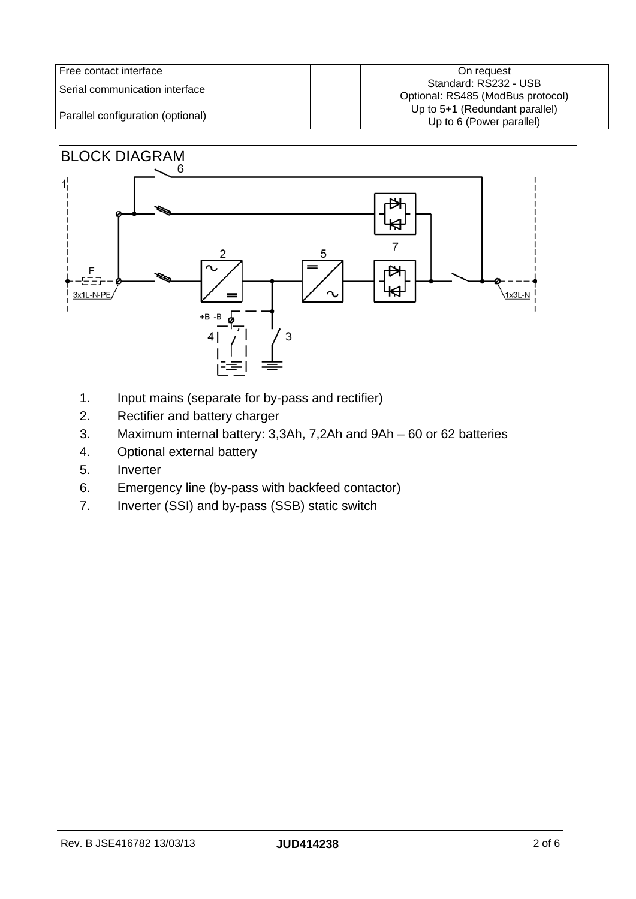| Free contact interface | | On request |
| --- | --- | --- |
| Serial communication interface | | Standard: RS232 - USB<br>Optional: RS485 (ModBus protocol) |
| Parallel configuration (optional) | | Up to 5+1 (Redundant parallel)<br>Up to 6 (Power parallel) |

## BLOCK DIAGRAM

1. Input mains (separate for by-pass and rectifier)
2. Rectifier and battery charger
3. Maximum internal battery: 3,3Ah, 7,2Ah and 9Ah – 60 or 62 batteries
4. Optional external battery
5. Inverter
6. Emergency line (by-pass with backfeed contactor)
7. Inverter (SSI) and by-pass (SSB) static switch

Rev. B JSE416782 13/03/13 **JUD414238**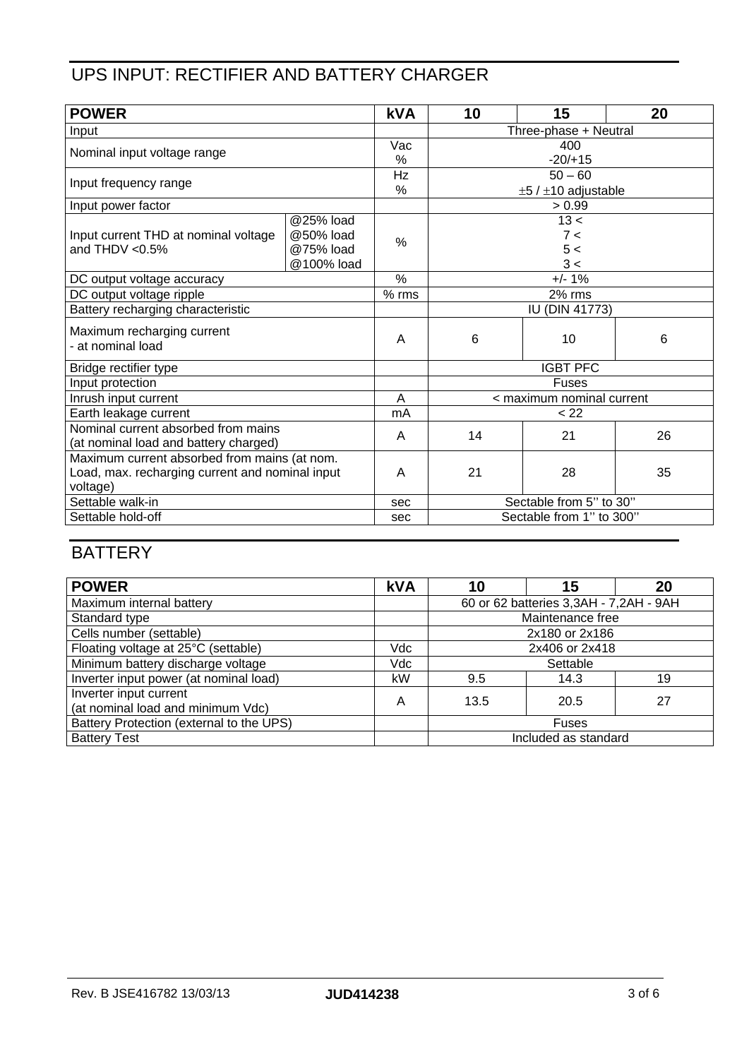## UPS INPUT: RECTIFIER AND BATTERY CHARGER

| **POWER** | | **kVA** | **10** | **15** | **20** |
|---|---|---|---|---|---|
| Input | | | Three-phase + Neutral | | |
| Nominal input voltage range | | Vac<br>% | 400<br>-20/+15 | | |
| Input frequency range | | Hz<br>% | 50 – 60<br>±5 / ±10 adjustable | | |
| Input power factor | | | > 0.99 | | |
| Input current THD at nominal voltage and THDV <0.5% | @25% load<br>@50% load<br>@75% load<br>@100% load | % | 13 <<br>7 <<br>5 <<br>3 < | | |
| DC output voltage accuracy | | % | +/- 1% | | |
| DC output voltage ripple | | % rms | 2% rms | | |
| Battery recharging characteristic | | | IU (DIN 41773) | | |
| Maximum recharging current<br>- at nominal load | | A | 6 | 10 | 6 |
| Bridge rectifier type | | | IGBT PFC | | |
| Input protection | | | Fuses | | |
| Inrush input current | | A | < maximum nominal current | | |
| Earth leakage current | | mA | < 22 | | |
| Nominal current absorbed from mains (at nominal load and battery charged) | | A | 14 | 21 | 26 |
| Maximum current absorbed from mains (at nom. Load, max. recharging current and nominal input voltage) | | A | 21 | 28 | 35 |
| Settable walk-in | | sec | Sectable from 5'' to 30'' | | |
| Settable hold-off | | sec | Sectable from 1'' to 300'' | | |

## BATTERY

| **POWER** | **kVA** | **10** | **15** | **20** |
|---|---|---|---|---|
| Maximum internal battery | | 60 or 62 batteries 3,3AH - 7,2AH - 9AH | | |
| Standard type | | Maintenance free | | |
| Cells number (settable) | | 2x180 or 2x186 | | |
| Floating voltage at 25°C (settable) | Vdc | 2x406 or 2x418 | | |
| Minimum battery discharge voltage | Vdc | Settable | | |
| Inverter input power (at nominal load) | kW | 9.5 | 14.3 | 19 |
| Inverter input current (at nominal load and minimum Vdc) | A | 13.5 | 20.5 | 27 |
| Battery Protection (external to the UPS) | | Fuses | | |
| Battery Test | | Included as standard | | |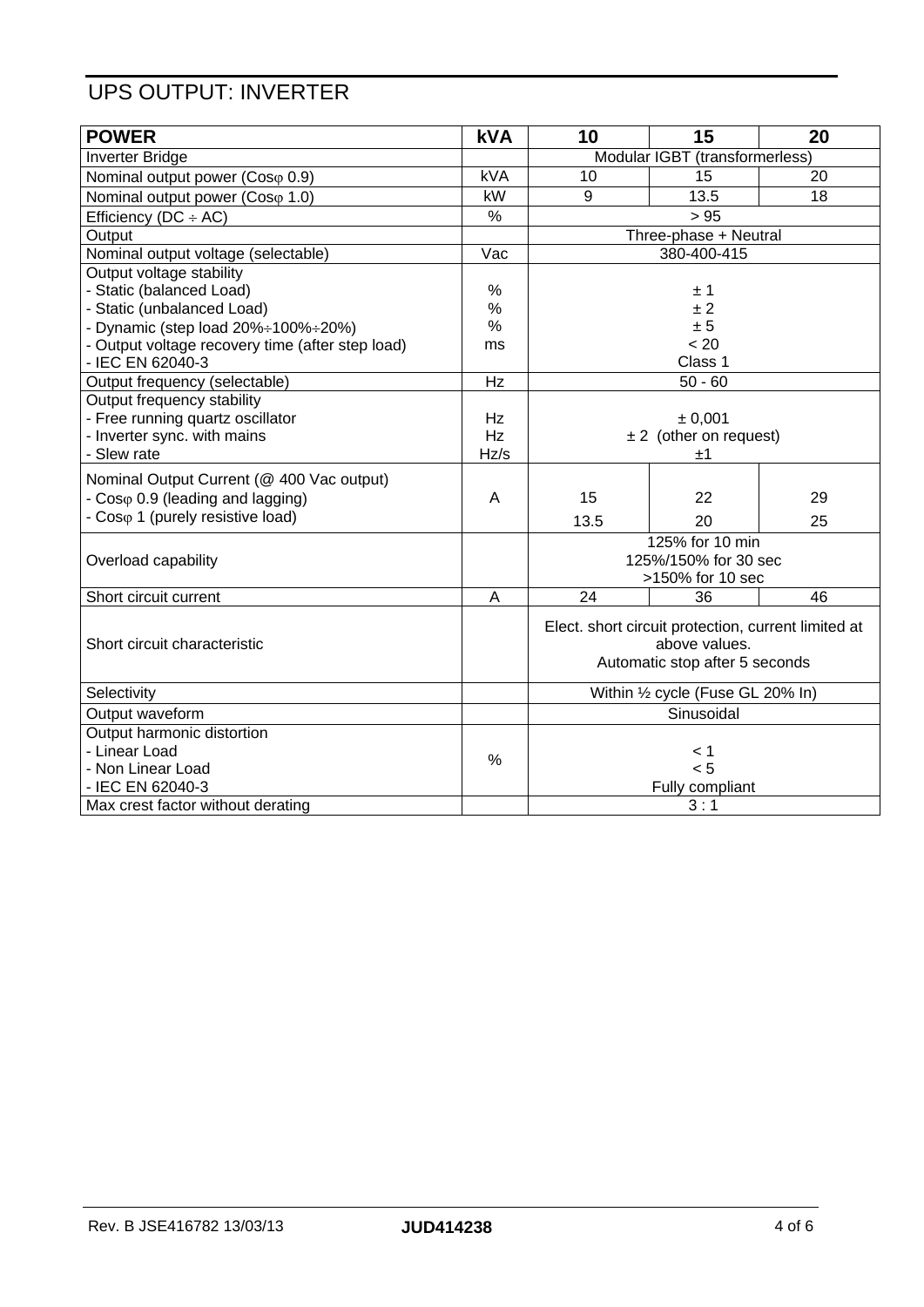# UPS OUTPUT: INVERTER

| POWER | kVA | 10 | 15 | 20 |
|---|---|---|---|---|
| Inverter Bridge | | Modular IGBT (transformerless) | | |
| Nominal output power (Cosφ 0.9) | kVA | 10 | 15 | 20 |
| Nominal output power (Cosφ 1.0) | kW | 9 | 13.5 | 18 |
| Efficiency (DC ÷ AC) | % | > 95 | | |
| Output | | Three-phase + Neutral | | |
| Nominal output voltage (selectable) | Vac | 380-400-415 | | |
| Output voltage stability<br>- Static (balanced Load)<br>- Static (unbalanced Load)<br>- Dynamic (step load 20%÷100%÷20%)<br>- Output voltage recovery time (after step load)<br>- IEC EN 62040-3 | <br>%<br>%<br>%<br>ms | <br>± 1<br>± 2<br>± 5<br>< 20<br>Class 1 | | |
| Output frequency (selectable) | Hz | 50 - 60 | | |
| Output frequency stability<br>- Free running quartz oscillator<br>- Inverter sync. with mains<br>- Slew rate | <br>Hz<br>Hz<br>Hz/s | <br>± 0,001<br>± 2 (other on request)<br>±1 | | |
| Nominal Output Current (@ 400 Vac output)<br>- Cosφ 0.9 (leading and lagging)<br>- Cosφ 1 (purely resistive load) | A | <br>15<br>13.5 | <br>22<br>20 | <br>29<br>25 |
| Overload capability | | 125% for 10 min<br>125%/150% for 30 sec<br>>150% for 10 sec | | |
| Short circuit current | A | 24 | 36 | 46 |
| Short circuit characteristic | | Elect. short circuit protection, current limited at above values.<br>Automatic stop after 5 seconds | | |
| Selectivity | | Within ½ cycle (Fuse GL 20% In) | | |
| Output waveform | | Sinusoidal | | |
| Output harmonic distortion<br>- Linear Load<br>- Non Linear Load<br>- IEC EN 62040-3 | % | <br>< 1<br>< 5<br>Fully compliant | | |
| Max crest factor without derating | | 3 : 1 | | |

Rev. B JSE416782 13/03/13 **JUD414238**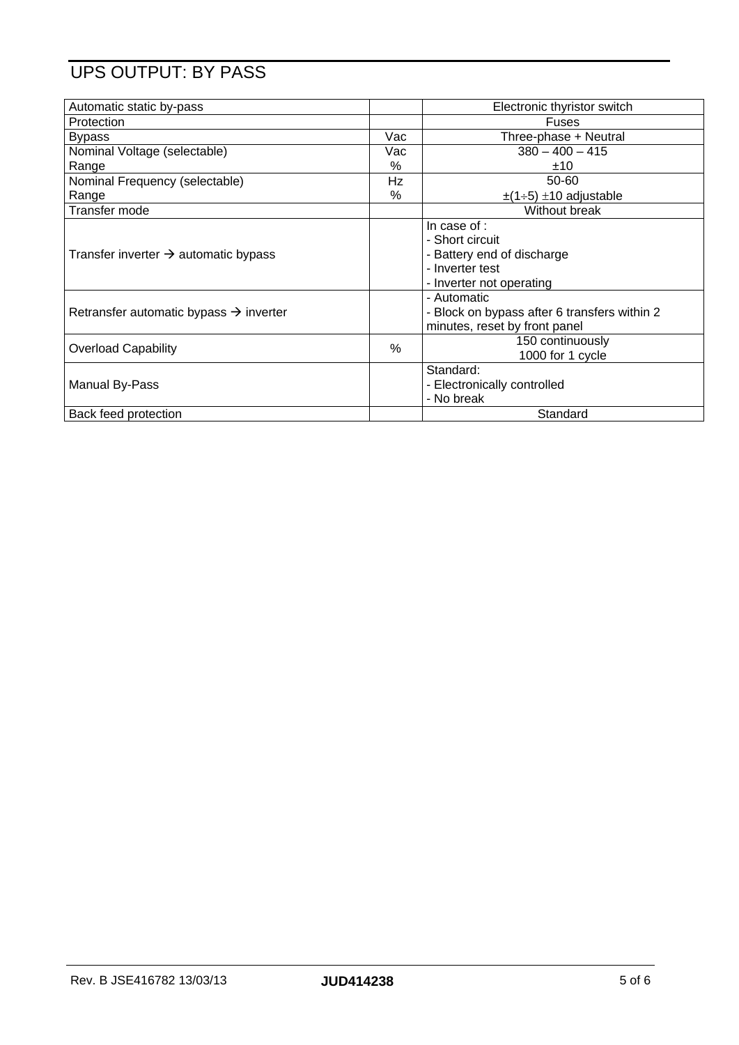# UPS OUTPUT: BY PASS

| | | |
|---|---|---|
| Automatic static by-pass | | Electronic thyristor switch |
| Protection | | Fuses |
| Bypass | Vac | Three-phase + Neutral |
| Nominal Voltage (selectable)<br>Range | Vac<br>% | 380 – 400 – 415<br>±10 |
| Nominal Frequency (selectable)<br>Range | Hz<br>% | 50-60<br>±(1÷5) ±10 adjustable |
| Transfer mode | | Without break |
| Transfer inverter → automatic bypass | | In case of :<br>- Short circuit<br>- Battery end of discharge<br>- Inverter test<br>- Inverter not operating |
| Retransfer automatic bypass → inverter | | - Automatic<br>- Block on bypass after 6 transfers within 2 minutes, reset by front panel |
| Overload Capability | % | 150 continuously<br>1000 for 1 cycle |
| Manual By-Pass | | Standard:<br>- Electronically controlled<br>- No break |
| Back feed protection | | Standard |

Rev. B JSE416782 13/03/13 **JUD414238**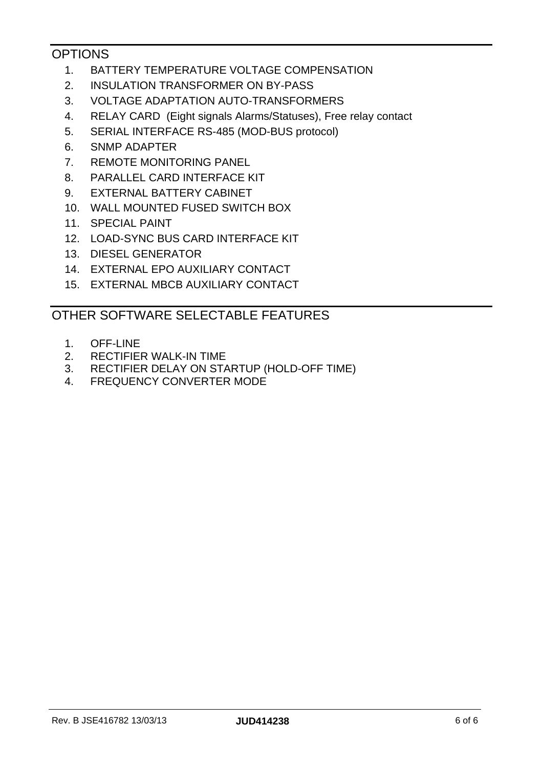## OPTIONS

1. BATTERY TEMPERATURE VOLTAGE COMPENSATION
2. INSULATION TRANSFORMER ON BY-PASS
3. VOLTAGE ADAPTATION AUTO-TRANSFORMERS
4. RELAY CARD (Eight signals Alarms/Statuses), Free relay contact
5. SERIAL INTERFACE RS-485 (MOD-BUS protocol)
6. SNMP ADAPTER
7. REMOTE MONITORING PANEL
8. PARALLEL CARD INTERFACE KIT
9. EXTERNAL BATTERY CABINET
10. WALL MOUNTED FUSED SWITCH BOX
11. SPECIAL PAINT
12. LOAD-SYNC BUS CARD INTERFACE KIT
13. DIESEL GENERATOR
14. EXTERNAL EPO AUXILIARY CONTACT
15. EXTERNAL MBCB AUXILIARY CONTACT

## OTHER SOFTWARE SELECTABLE FEATURES

1. OFF-LINE
2. RECTIFIER WALK-IN TIME
3. RECTIFIER DELAY ON STARTUP (HOLD-OFF TIME)
4. FREQUENCY CONVERTER MODE